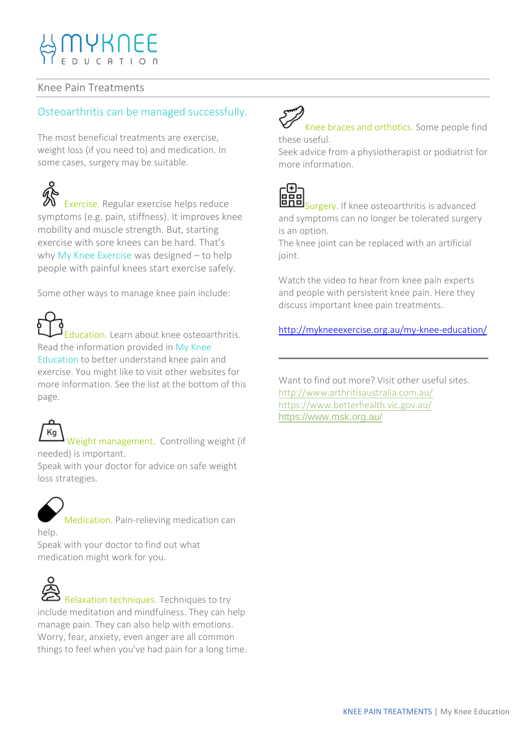# MYKNEE EDUCATION

## Knee Pain Treatments

### Osteoarthritis can be managed successfully.

The most beneficial treatments are exercise, weight loss (if you need to) and medication. In some cases, surgery may be suitable.

**Exercise.** Regular exercise helps reduce symptoms (e.g. pain, stiffness). It improves knee mobility and muscle strength. But, starting exercise with sore knees can be hard. That's why My Knee Exercise was designed – to help people with painful knees start exercise safely.

Some other ways to manage knee pain include:

**Education.** Learn about knee osteoarthritis. Read the information provided in My Knee Education to better understand knee pain and exercise. You might like to visit other websites for more information. See the list at the bottom of this page.

**Weight management.** Controlling weight (if needed) is important.
Speak with your doctor for advice on safe weight loss strategies.

**Medication.** Pain-relieving medication can help.
Speak with your doctor to find out what medication might work for you.

**Relaxation techniques.** Techniques to try include meditation and mindfulness. They can help manage pain. They can also help with emotions. Worry, fear, anxiety, even anger are all common things to feel when you've had pain for a long time.

**Knee braces and orthotics.** Some people find these useful.
Seek advice from a physiotherapist or podiatrist for more information.

**Surgery.** If knee osteoarthritis is advanced and symptoms can no longer be tolerated surgery is an option.
The knee joint can be replaced with an artificial joint.

Watch the video to hear from knee pain experts and people with persistent knee pain. Here they discuss important knee pain treatments.

http://mykneeexercise.org.au/my-knee-education/

---

Want to find out more? Visit other useful sites.
http://www.arthritisaustralia.com.au/
https://www.betterhealth.vic.gov.au/
https://www.msk.org.au/